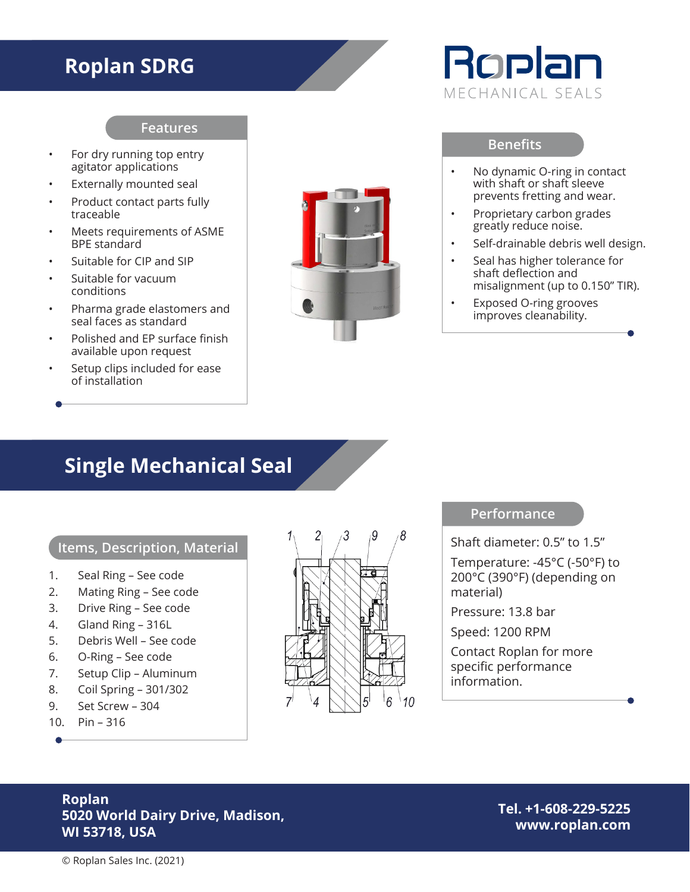# Roplan SDRG

Roplan
MECHANICAL SEALS

## Features

- For dry running top entry agitator applications
- Externally mounted seal
- Product contact parts fully traceable
- Meets requirements of ASME BPE standard
- Suitable for CIP and SIP
- Suitable for vacuum conditions
- Pharma grade elastomers and seal faces as standard
- Polished and EP surface finish available upon request
- Setup clips included for ease of installation

## Benefits

- No dynamic O-ring in contact with shaft or shaft sleeve prevents fretting and wear.
- Proprietary carbon grades greatly reduce noise.
- Self-drainable debris well design.
- Seal has higher tolerance for shaft deflection and misalignment (up to 0.150" TIR).
- Exposed O-ring grooves improves cleanability.

# Single Mechanical Seal

## Items, Description, Material

1. Seal Ring – See code
2. Mating Ring – See code
3. Drive Ring – See code
4. Gland Ring – 316L
5. Debris Well – See code
6. O-Ring – See code
7. Setup Clip – Aluminum
8. Coil Spring – 301/302
9. Set Screw – 304
10. Pin – 316

## Performance

Shaft diameter: 0.5" to 1.5"

Temperature: -45°C (-50°F) to 200°C (390°F) (depending on material)

Pressure: 13.8 bar

Speed: 1200 RPM

Contact Roplan for more specific performance information.

**Roplan**
**5020 World Dairy Drive, Madison, WI 53718, USA**

**Tel. +1-608-229-5225**
**www.roplan.com**

© Roplan Sales Inc. (2021)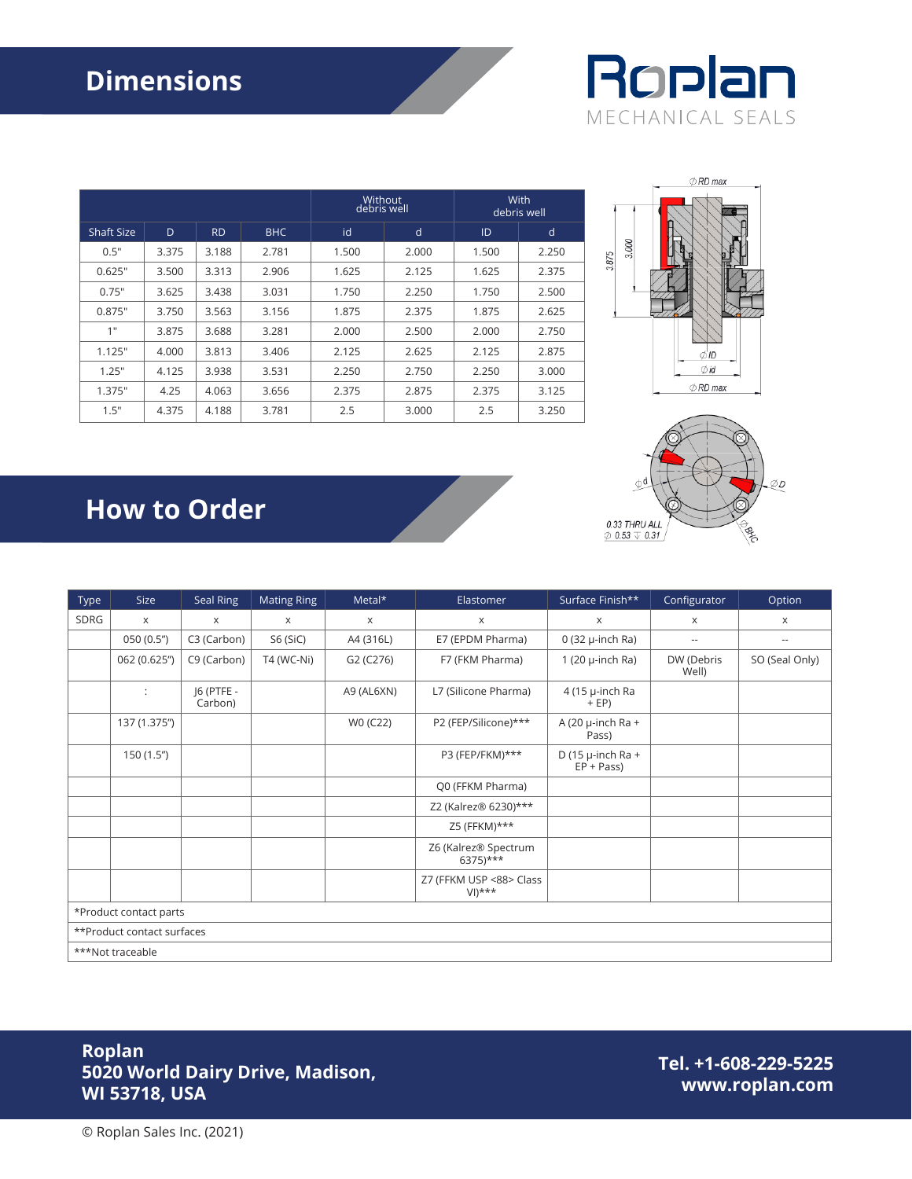# Dimensions

| | | | | Without debris well | | With debris well | |
|---|---|---|---|---|---|---|---|
| Shaft Size | D | RD | BHC | id | d | ID | d |
| 0.5" | 3.375 | 3.188 | 2.781 | 1.500 | 2.000 | 1.500 | 2.250 |
| 0.625" | 3.500 | 3.313 | 2.906 | 1.625 | 2.125 | 1.625 | 2.375 |
| 0.75" | 3.625 | 3.438 | 3.031 | 1.750 | 2.250 | 1.750 | 2.500 |
| 0.875" | 3.750 | 3.563 | 3.156 | 1.875 | 2.375 | 1.875 | 2.625 |
| 1" | 3.875 | 3.688 | 3.281 | 2.000 | 2.500 | 2.000 | 2.750 |
| 1.125" | 4.000 | 3.813 | 3.406 | 2.125 | 2.625 | 2.125 | 2.875 |
| 1.25" | 4.125 | 3.938 | 3.531 | 2.250 | 2.750 | 2.250 | 3.000 |
| 1.375" | 4.25 | 4.063 | 3.656 | 2.375 | 2.875 | 2.375 | 3.125 |
| 1.5" | 4.375 | 4.188 | 3.781 | 2.5 | 3.000 | 2.5 | 3.250 |

∅RD max
3.875
3.000
∅ID
∅id
∅RD max

∅d
∅D
0.33 THRU ALL
∅ 0.53 ↧ 0.31
∅BHC

# How to Order

| Type | Size | Seal Ring | Mating Ring | Metal* | Elastomer | Surface Finish** | Configurator | Option |
|---|---|---|---|---|---|---|---|---|
| SDRG | x | x | x | x | x | x | x | x |
| | 050 (0.5") | C3 (Carbon) | S6 (SiC) | A4 (316L) | E7 (EPDM Pharma) | 0 (32 μ-inch Ra) | -- | -- |
| | 062 (0.625") | C9 (Carbon) | T4 (WC-Ni) | G2 (C276) | F7 (FKM Pharma) | 1 (20 μ-inch Ra) | DW (Debris Well) | SO (Seal Only) |
| | : | J6 (PTFE - Carbon) | | A9 (AL6XN) | L7 (Silicone Pharma) | 4 (15 μ-inch Ra + EP) | | |
| | 137 (1.375") | | | W0 (C22) | P2 (FEP/Silicone)*** | A (20 μ-inch Ra + Pass) | | |
| | 150 (1.5") | | | | P3 (FEP/FKM)*** | D (15 μ-inch Ra + EP + Pass) | | |
| | | | | | Q0 (FFKM Pharma) | | | |
| | | | | | Z2 (Kalrez® 6230)*** | | | |
| | | | | | Z5 (FFKM)*** | | | |
| | | | | | Z6 (Kalrez® Spectrum 6375)*** | | | |
| | | | | | Z7 (FFKM USP <88> Class VI)*** | | | |

*Product contact parts

**Product contact surfaces

***Not traceable

**Roplan**
**5020 World Dairy Drive, Madison,**
**WI 53718, USA**

**Tel. +1-608-229-5225**
**www.roplan.com**

© Roplan Sales Inc. (2021)